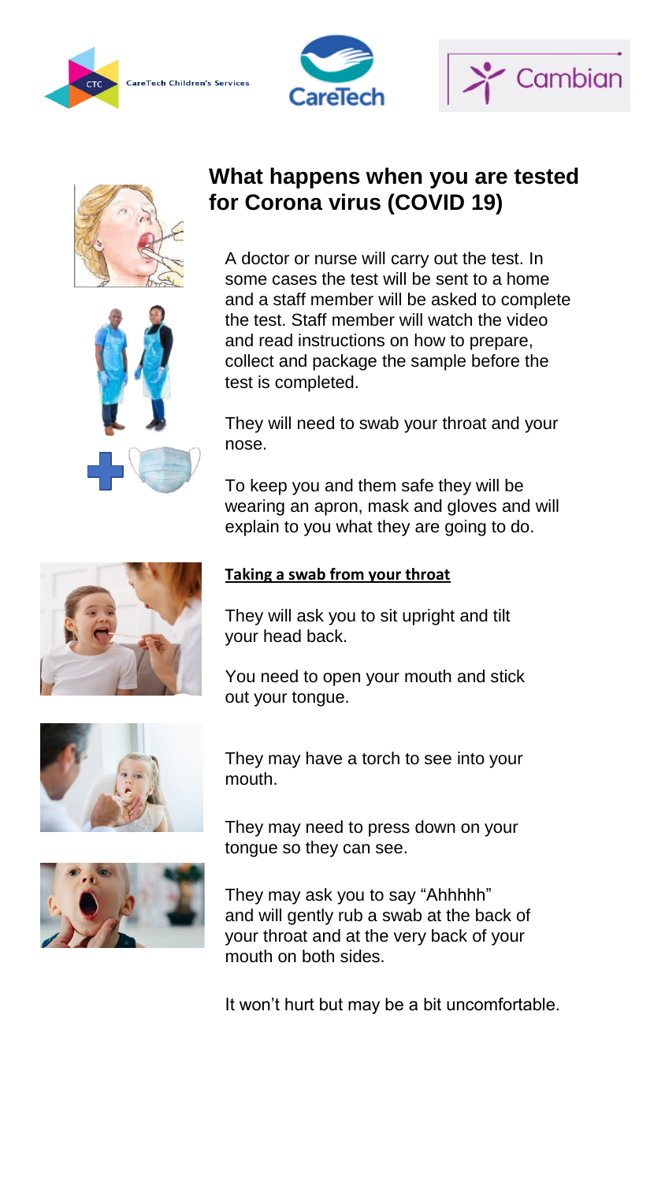# What happens when you are tested for Corona virus (COVID 19)

A doctor or nurse will carry out the test. In some cases the test will be sent to a home and a staff member will be asked to complete the test. Staff member will watch the video and read instructions on how to prepare, collect and package the sample before the test is completed.

They will need to swab your throat and your nose.

To keep you and them safe they will be wearing an apron, mask and gloves and will explain to you what they are going to do.

**Taking a swab from your throat**

They will ask you to sit upright and tilt your head back.

You need to open your mouth and stick out your tongue.

They may have a torch to see into your mouth.

They may need to press down on your tongue so they can see.

They may ask you to say "Ahhhhh" and will gently rub a swab at the back of your throat and at the very back of your mouth on both sides.

It won't hurt but may be a bit uncomfortable.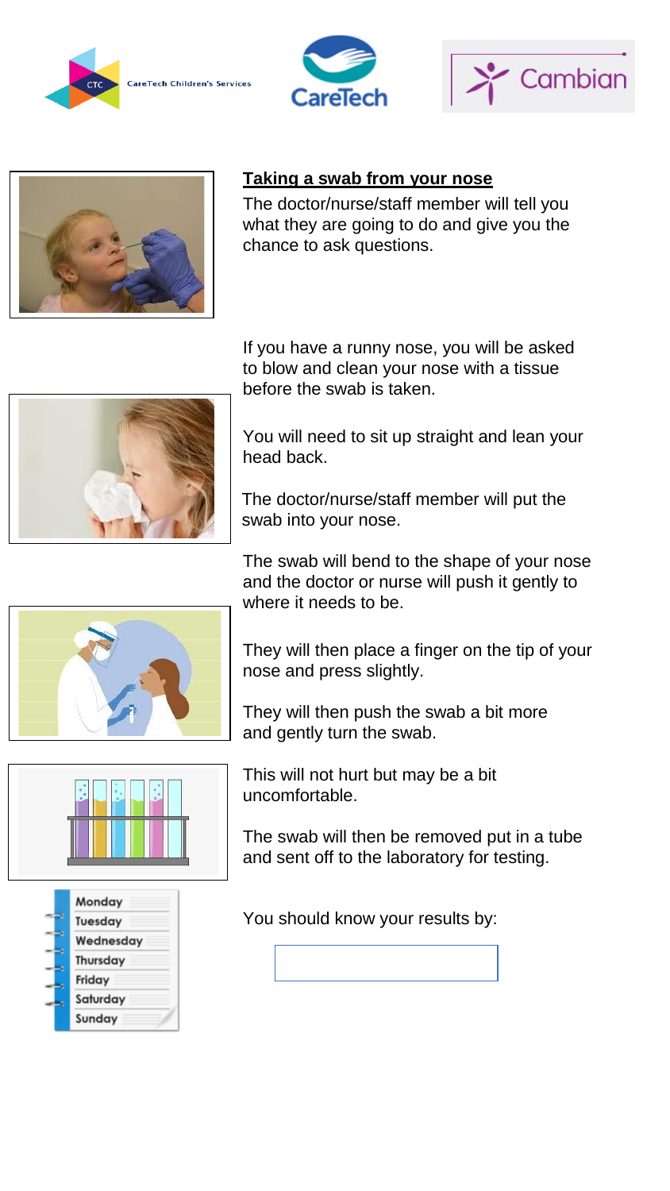## Taking a swab from your nose

The doctor/nurse/staff member will tell you what they are going to do and give you the chance to ask questions.

If you have a runny nose, you will be asked to blow and clean your nose with a tissue before the swab is taken.

You will need to sit up straight and lean your head back.

The doctor/nurse/staff member will put the swab into your nose.

The swab will bend to the shape of your nose and the doctor or nurse will push it gently to where it needs to be.

They will then place a finger on the tip of your nose and press slightly.

They will then push the swab a bit more and gently turn the swab.

This will not hurt but may be a bit uncomfortable.

The swab will then be removed put in a tube and sent off to the laboratory for testing.

You should know your results by: